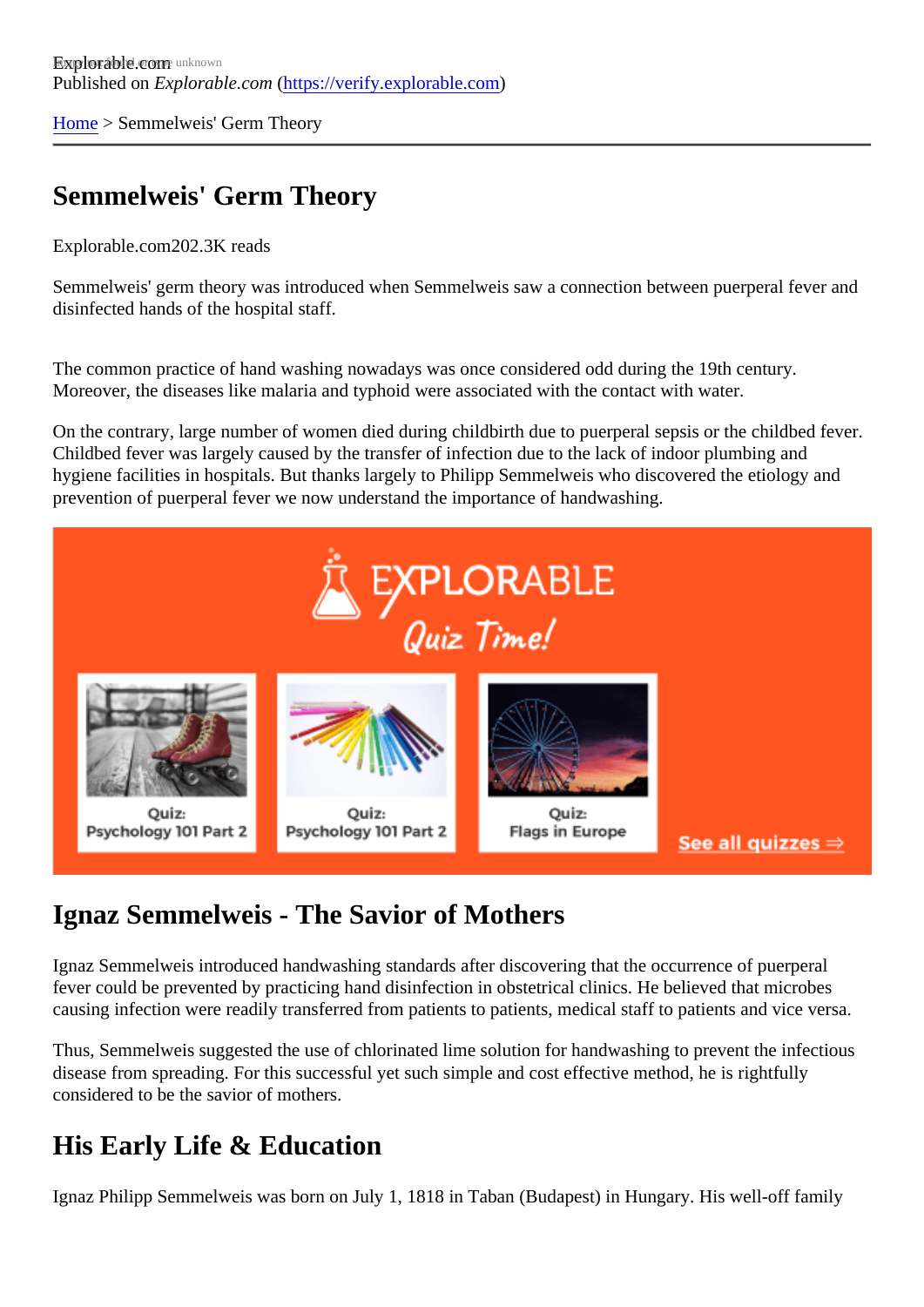Explorable.com
Published on *Explorable.com* (https://verify.explorable.com)

Home > Semmelweis' Germ Theory

# Semmelweis' Germ Theory

Explorable.com202.3K reads

Semmelweis' germ theory was introduced when Semmelweis saw a connection between puerperal fever and disinfected hands of the hospital staff.

The common practice of hand washing nowadays was once considered odd during the 19th century. Moreover, the diseases like malaria and typhoid were associated with the contact with water.

On the contrary, large number of women died during childbirth due to puerperal sepsis or the childbed fever. Childbed fever was largely caused by the transfer of infection due to the lack of indoor plumbing and hygiene facilities in hospitals. But thanks largely to Philipp Semmelweis who discovered the etiology and prevention of puerperal fever we now understand the importance of handwashing.

## Ignaz Semmelweis - The Savior of Mothers

Ignaz Semmelweis introduced handwashing standards after discovering that the occurrence of puerperal fever could be prevented by practicing hand disinfection in obstetrical clinics. He believed that microbes causing infection were readily transferred from patients to patients, medical staff to patients and vice versa.

Thus, Semmelweis suggested the use of chlorinated lime solution for handwashing to prevent the infectious disease from spreading. For this successful yet such simple and cost effective method, he is rightfully considered to be the savior of mothers.

## His Early Life & Education

Ignaz Philipp Semmelweis was born on July 1, 1818 in Taban (Budapest) in Hungary. His well-off family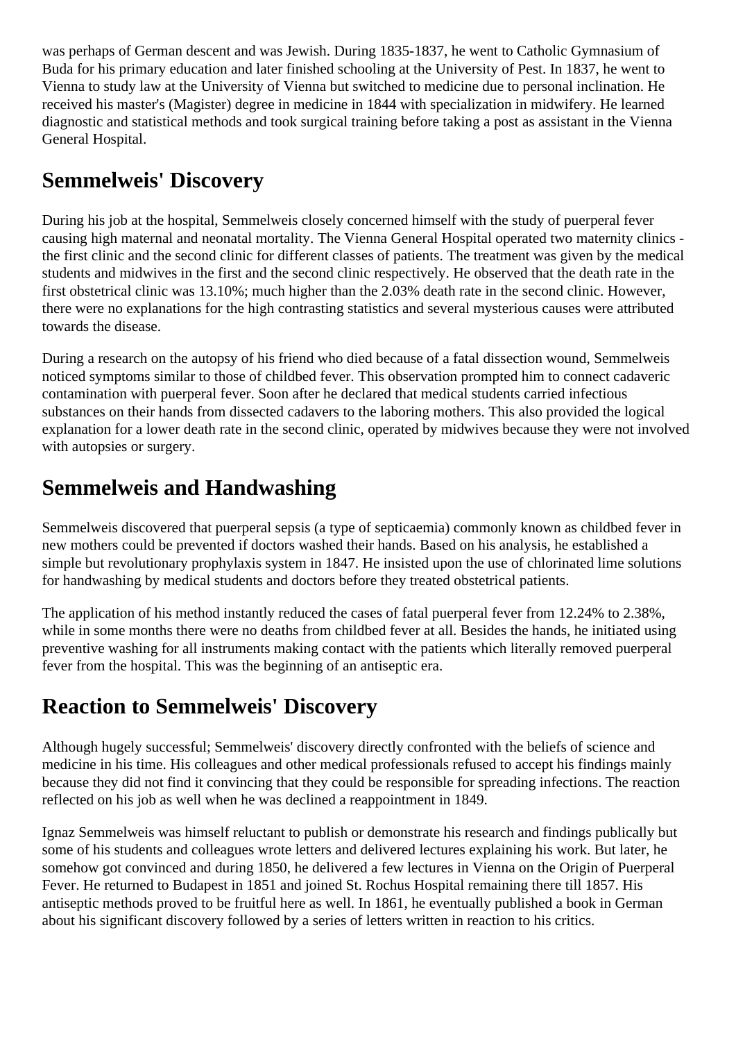was perhaps of German descent and was Jewish. During 1835-1837, he went to Catholic Gymnasium of Buda for his primary education and later finished schooling at the University of Pest. In 1837, he went to Vienna to study law at the University of Vienna but switched to medicine due to personal inclination. He received his master's (Magister) degree in medicine in 1844 with specialization in midwifery. He learned diagnostic and statistical methods and took surgical training before taking a post as assistant in the Vienna General Hospital.

## Semmelweis' Discovery

During his job at the hospital, Semmelweis closely concerned himself with the study of puerperal fever causing high maternal and neonatal mortality. The Vienna General Hospital operated two maternity clinics - the first clinic and the second clinic for different classes of patients. The treatment was given by the medical students and midwives in the first and the second clinic respectively. He observed that the death rate in the first obstetrical clinic was 13.10%; much higher than the 2.03% death rate in the second clinic. However, there were no explanations for the high contrasting statistics and several mysterious causes were attributed towards the disease.

During a research on the autopsy of his friend who died because of a fatal dissection wound, Semmelweis noticed symptoms similar to those of childbed fever. This observation prompted him to connect cadaveric contamination with puerperal fever. Soon after he declared that medical students carried infectious substances on their hands from dissected cadavers to the laboring mothers. This also provided the logical explanation for a lower death rate in the second clinic, operated by midwives because they were not involved with autopsies or surgery.

## Semmelweis and Handwashing

Semmelweis discovered that puerperal sepsis (a type of septicaemia) commonly known as childbed fever in new mothers could be prevented if doctors washed their hands. Based on his analysis, he established a simple but revolutionary prophylaxis system in 1847. He insisted upon the use of chlorinated lime solutions for handwashing by medical students and doctors before they treated obstetrical patients.

The application of his method instantly reduced the cases of fatal puerperal fever from 12.24% to 2.38%, while in some months there were no deaths from childbed fever at all. Besides the hands, he initiated using preventive washing for all instruments making contact with the patients which literally removed puerperal fever from the hospital. This was the beginning of an antiseptic era.

## Reaction to Semmelweis' Discovery

Although hugely successful; Semmelweis' discovery directly confronted with the beliefs of science and medicine in his time. His colleagues and other medical professionals refused to accept his findings mainly because they did not find it convincing that they could be responsible for spreading infections. The reaction reflected on his job as well when he was declined a reappointment in 1849.

Ignaz Semmelweis was himself reluctant to publish or demonstrate his research and findings publically but some of his students and colleagues wrote letters and delivered lectures explaining his work. But later, he somehow got convinced and during 1850, he delivered a few lectures in Vienna on the Origin of Puerperal Fever. He returned to Budapest in 1851 and joined St. Rochus Hospital remaining there till 1857. His antiseptic methods proved to be fruitful here as well. In 1861, he eventually published a book in German about his significant discovery followed by a series of letters written in reaction to his critics.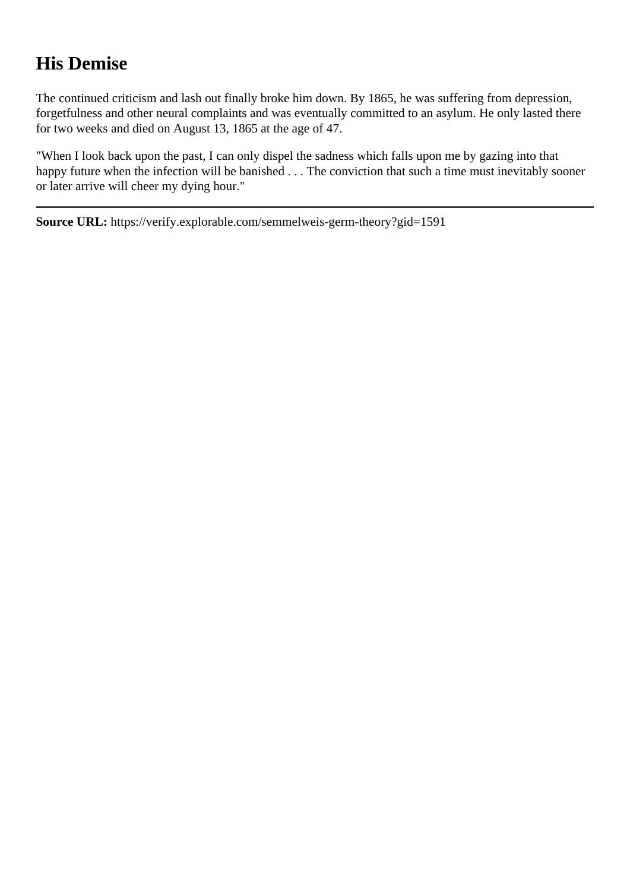## His Demise

The continued criticism and lash out finally broke him down. By 1865, he was suffering from depression, forgetfulness and other neural complaints and was eventually committed to an asylum. He only lasted there for two weeks and died on August 13, 1865 at the age of 47.

"When I look back upon the past, I can only dispel the sadness which falls upon me by gazing into that happy future when the infection will be banished . . . The conviction that such a time must inevitably sooner or later arrive will cheer my dying hour."

---

**Source URL:** https://verify.explorable.com/semmelweis-germ-theory?gid=1591